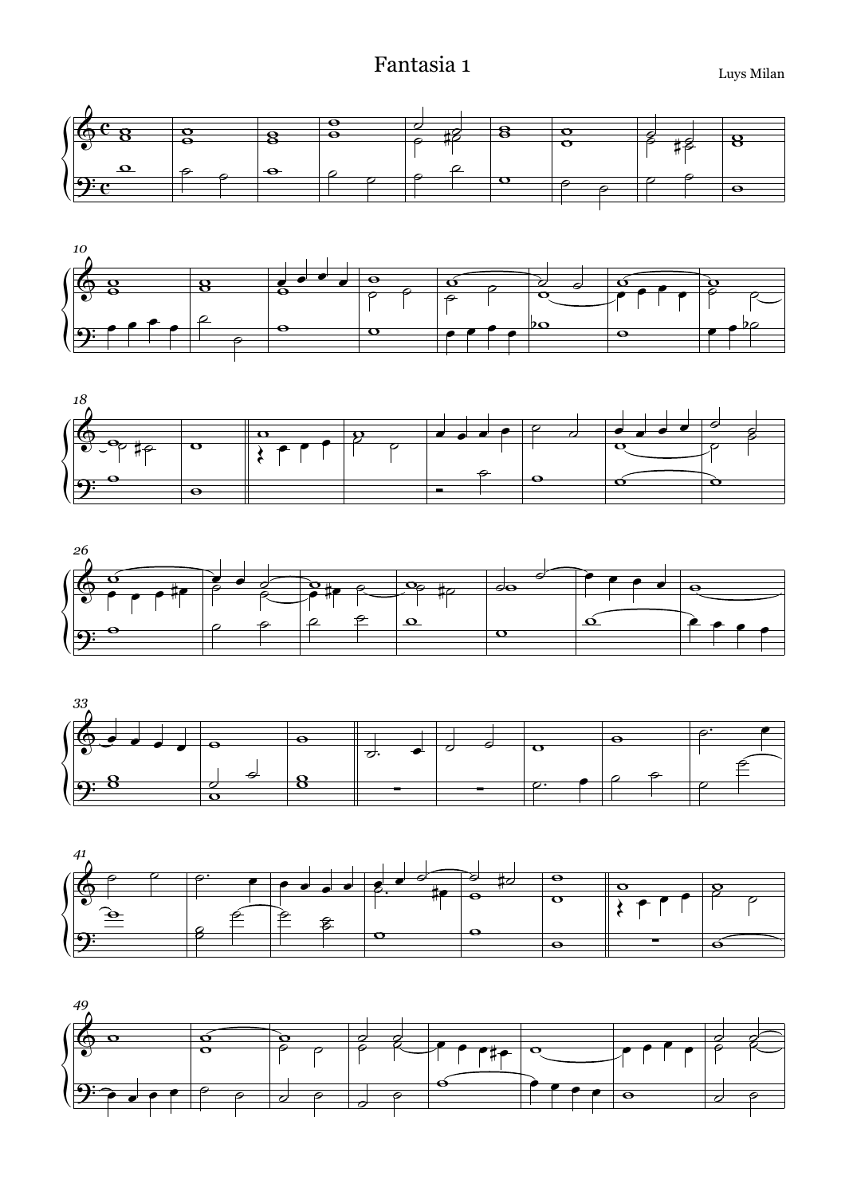# Fantasia 1

Luys Milan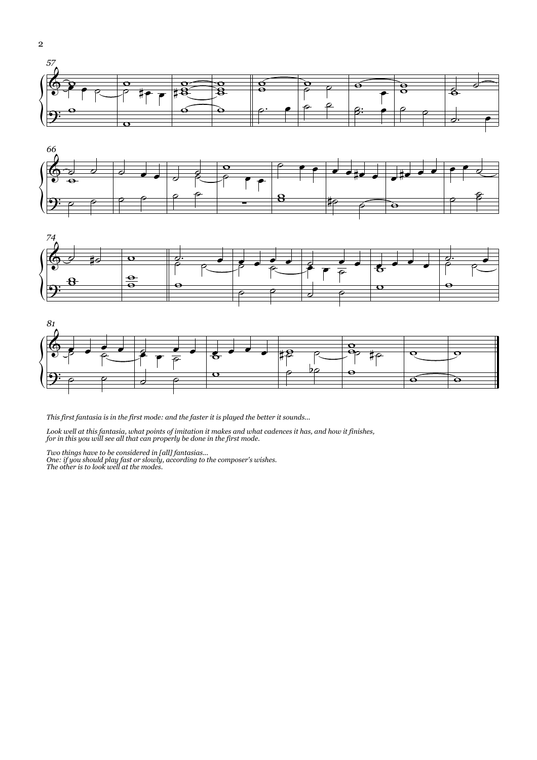*This first fantasia is in the first mode: and the faster it is played the better it sounds...*

*Look well at this fantasia, what points of imitation it makes and what cadences it has, and how it finishes, for in this you will see all that can properly be done in the first mode.*

*Two things have to be considered in [all] fantasias...*
*One: if you should play fast or slowly, according to the composer's wishes.*
*The other is to look well at the modes.*